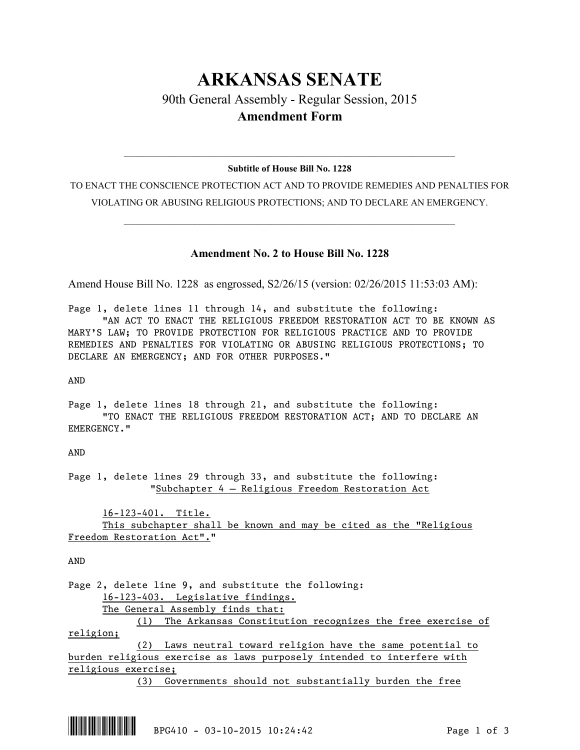# ARKANSAS SENATE

## 90th General Assembly - Regular Session, 2015

### Amendment Form

---

**Subtitle of House Bill No. 1228**

TO ENACT THE CONSCIENCE PROTECTION ACT AND TO PROVIDE REMEDIES AND PENALTIES FOR VIOLATING OR ABUSING RELIGIOUS PROTECTIONS; AND TO DECLARE AN EMERGENCY.

---

### Amendment No. 2 to House Bill No. 1228

Amend House Bill No. 1228 as engrossed, S2/26/15 (version: 02/26/2015 11:53:03 AM):

Page 1, delete lines 11 through 14, and substitute the following:
"AN ACT TO ENACT THE RELIGIOUS FREEDOM RESTORATION ACT TO BE KNOWN AS MARY'S LAW; TO PROVIDE PROTECTION FOR RELIGIOUS PRACTICE AND TO PROVIDE REMEDIES AND PENALTIES FOR VIOLATING OR ABUSING RELIGIOUS PROTECTIONS; TO DECLARE AN EMERGENCY; AND FOR OTHER PURPOSES."

AND

Page 1, delete lines 18 through 21, and substitute the following:
"TO ENACT THE RELIGIOUS FREEDOM RESTORATION ACT; AND TO DECLARE AN EMERGENCY."

AND

Page 1, delete lines 29 through 33, and substitute the following:
"Subchapter 4 – Religious Freedom Restoration Act

16-123-401. Title.
This subchapter shall be known and may be cited as the "Religious Freedom Restoration Act"."

AND

Page 2, delete line 9, and substitute the following:
16-123-403. Legislative findings.
The General Assembly finds that:
(1) The Arkansas Constitution recognizes the free exercise of religion;
(2) Laws neutral toward religion have the same potential to burden religious exercise as laws purposely intended to interfere with religious exercise;
(3) Governments should not substantially burden the free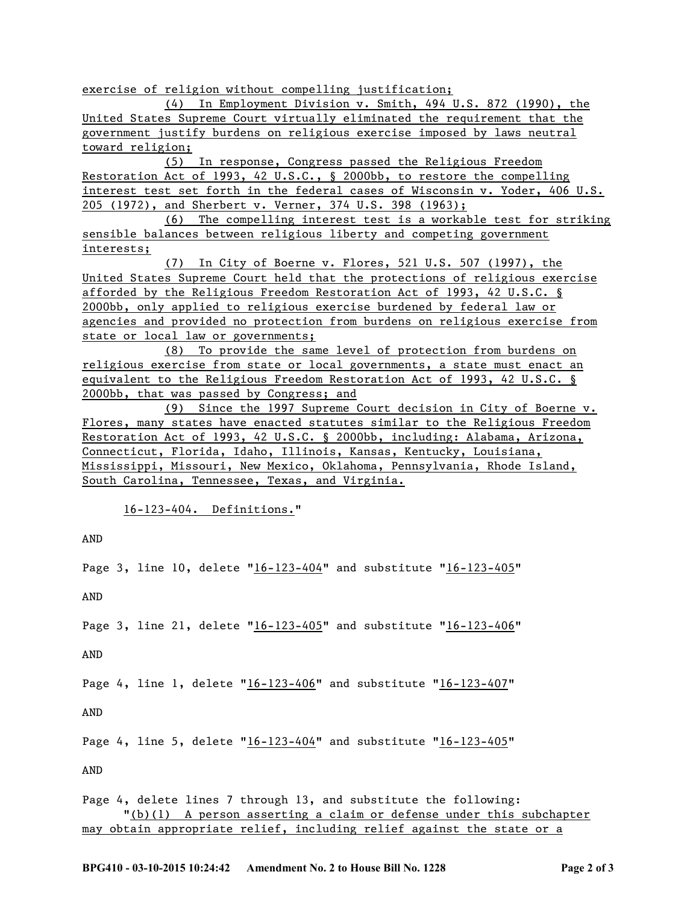exercise of religion without compelling justification;

(4) In Employment Division v. Smith, 494 U.S. 872 (1990), the United States Supreme Court virtually eliminated the requirement that the government justify burdens on religious exercise imposed by laws neutral toward religion;

(5) In response, Congress passed the Religious Freedom Restoration Act of 1993, 42 U.S.C., § 2000bb, to restore the compelling interest test set forth in the federal cases of Wisconsin v. Yoder, 406 U.S. 205 (1972), and Sherbert v. Verner, 374 U.S. 398 (1963);

(6) The compelling interest test is a workable test for striking sensible balances between religious liberty and competing government interests;

(7) In City of Boerne v. Flores, 521 U.S. 507 (1997), the United States Supreme Court held that the protections of religious exercise afforded by the Religious Freedom Restoration Act of 1993, 42 U.S.C. § 2000bb, only applied to religious exercise burdened by federal law or agencies and provided no protection from burdens on religious exercise from state or local law or governments;

(8) To provide the same level of protection from burdens on religious exercise from state or local governments, a state must enact an equivalent to the Religious Freedom Restoration Act of 1993, 42 U.S.C. § 2000bb, that was passed by Congress; and

(9) Since the 1997 Supreme Court decision in City of Boerne v. Flores, many states have enacted statutes similar to the Religious Freedom Restoration Act of 1993, 42 U.S.C. § 2000bb, including: Alabama, Arizona, Connecticut, Florida, Idaho, Illinois, Kansas, Kentucky, Louisiana, Mississippi, Missouri, New Mexico, Oklahoma, Pennsylvania, Rhode Island, South Carolina, Tennessee, Texas, and Virginia.

16-123-404. Definitions."

AND

Page 3, line 10, delete "16-123-404" and substitute "16-123-405"

AND

Page 3, line 21, delete "16-123-405" and substitute "16-123-406"

AND

Page 4, line 1, delete "16-123-406" and substitute "16-123-407"

AND

Page 4, line 5, delete "16-123-404" and substitute "16-123-405"

AND

Page 4, delete lines 7 through 13, and substitute the following:

"(b)(1) A person asserting a claim or defense under this subchapter may obtain appropriate relief, including relief against the state or a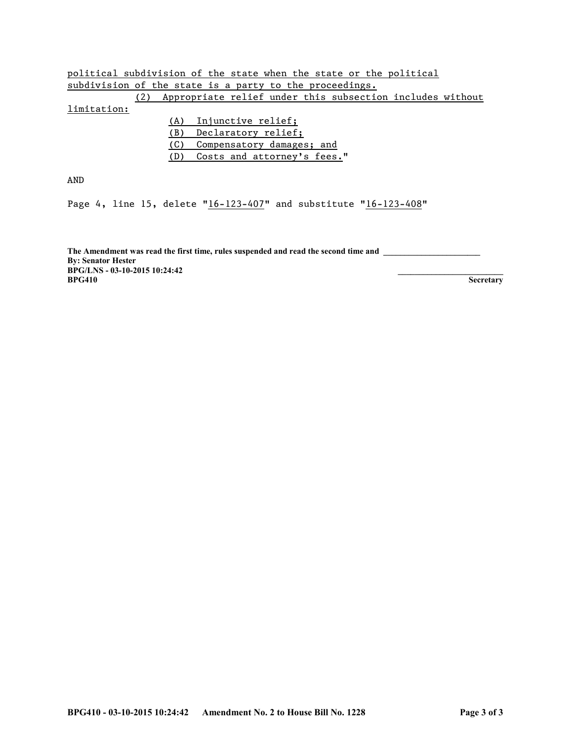political subdivision of the state when the state or the political subdivision of the state is a party to the proceedings.

(2) Appropriate relief under this subsection includes without limitation:

(A) Injunctive relief;

(B) Declaratory relief;

(C) Compensatory damages; and

(D) Costs and attorney's fees."

AND

Page 4, line 15, delete "16-123-407" and substitute "16-123-408"

**The Amendment was read the first time, rules suspended and read the second time and \_\_\_\_\_\_\_\_\_\_\_\_\_\_\_\_\_\_\_\_\_\_\_**

**By: Senator Hester**

**BPG/LNS - 03-10-2015 10:24:42**

**BPG410**

\_\_\_\_\_\_\_\_\_\_\_\_\_\_\_\_\_\_\_\_\_\_\_\_\_

**Secretary**